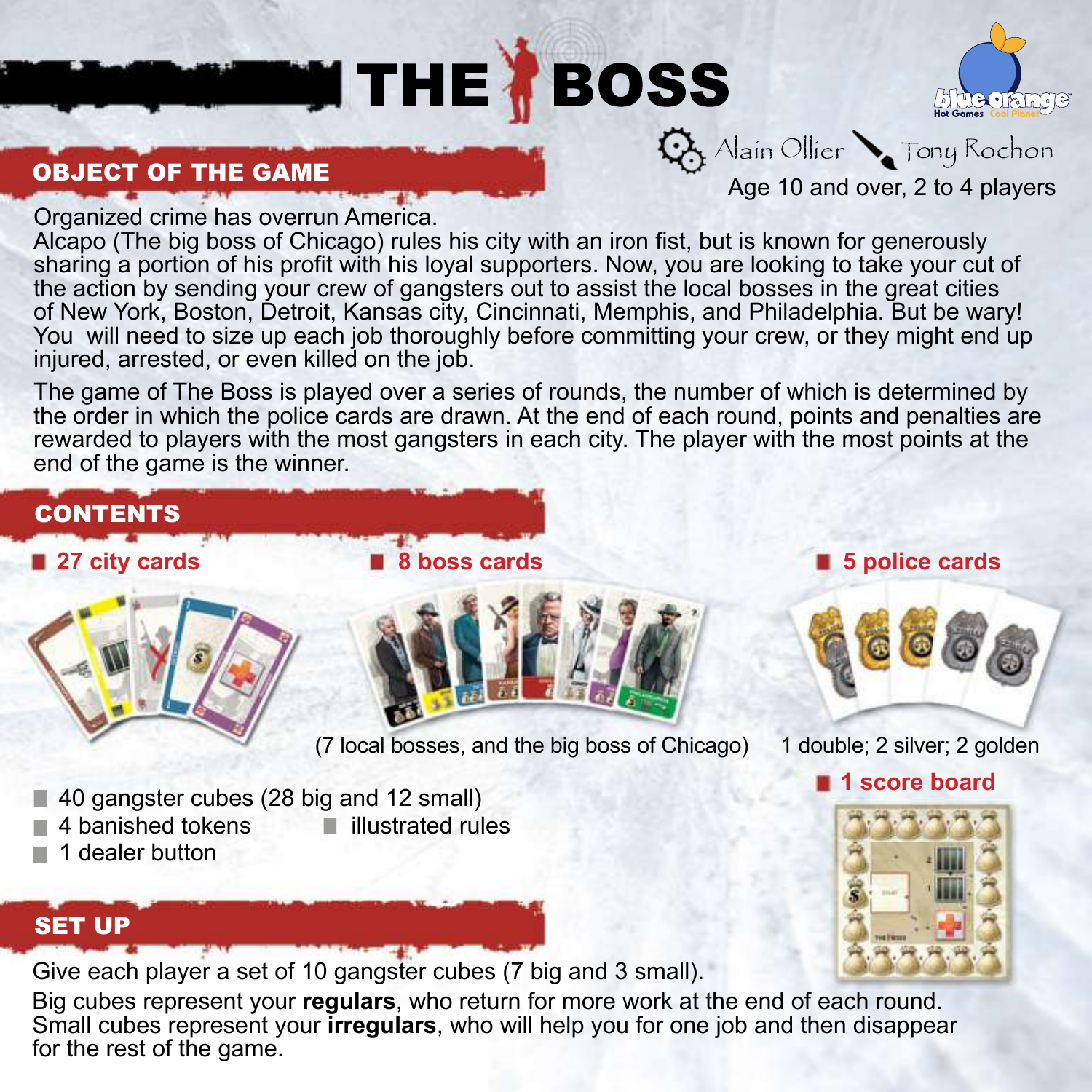# THE BOSS

Alain Ollier — Tony Rochon

Age 10 and over, 2 to 4 players

## OBJECT OF THE GAME

Organized crime has overrun America.
Alcapo (The big boss of Chicago) rules his city with an iron fist, but is known for generously sharing a portion of his profit with his loyal supporters. Now, you are looking to take your cut of the action by sending your crew of gangsters out to assist the local bosses in the great cities of New York, Boston, Detroit, Kansas city, Cincinnati, Memphis, and Philadelphia. But be wary! You will need to size up each job thoroughly before committing your crew, or they might end up injured, arrested, or even killed on the job.

The game of The Boss is played over a series of rounds, the number of which is determined by the order in which the police cards are drawn. At the end of each round, points and penalties are rewarded to players with the most gangsters in each city. The player with the most points at the end of the game is the winner.

## CONTENTS

- **27 city cards**
- **8 boss cards**
  (7 local bosses, and the big boss of Chicago)
- **5 police cards**
  1 double; 2 silver; 2 golden
- **1 score board**
- 40 gangster cubes (28 big and 12 small)
- 4 banished tokens
- 1 dealer button
- illustrated rules

## SET UP

Give each player a set of 10 gangster cubes (7 big and 3 small).

Big cubes represent your **regulars**, who return for more work at the end of each round. Small cubes represent your **irregulars**, who will help you for one job and then disappear for the rest of the game.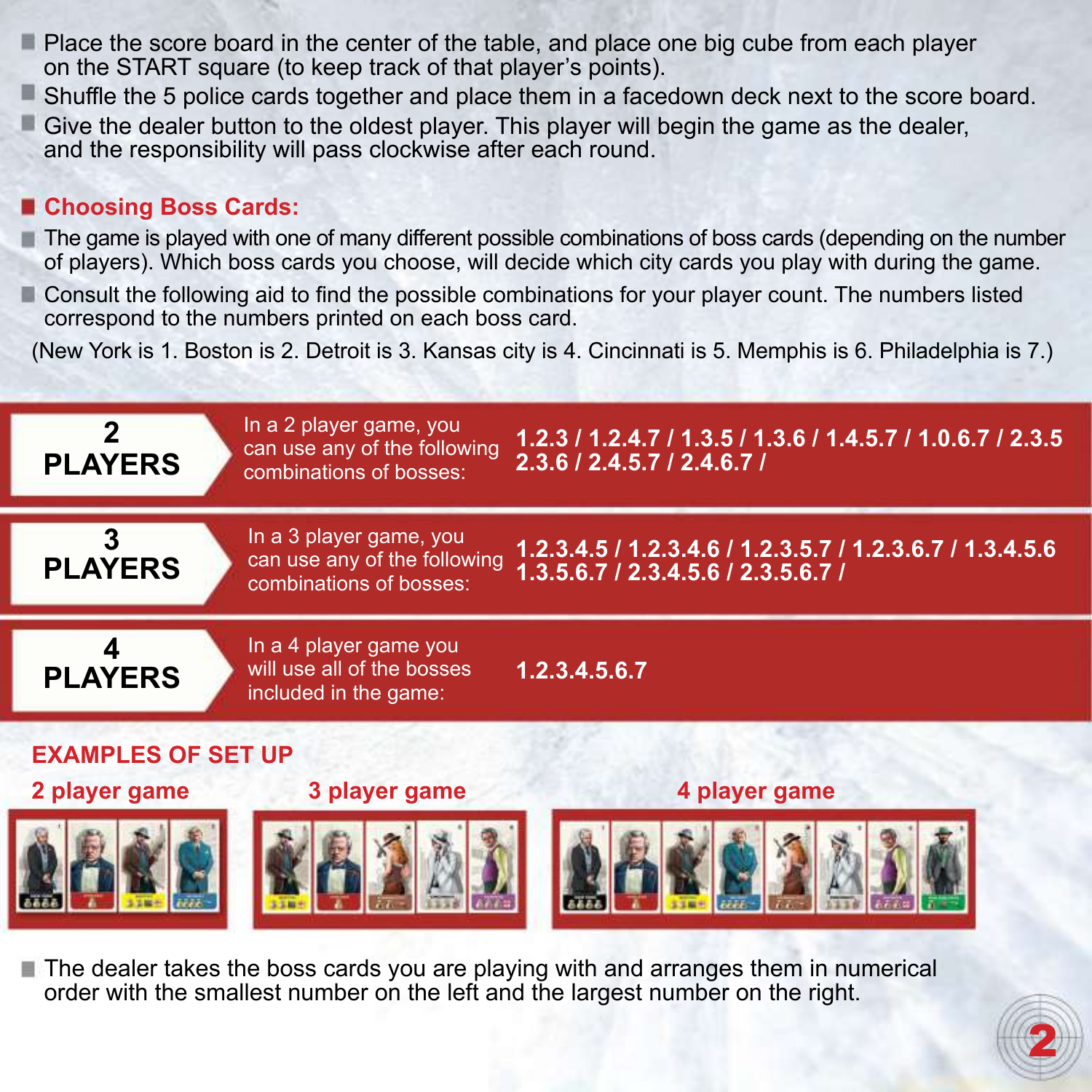- Place the score board in the center of the table, and place one big cube from each player on the START square (to keep track of that player's points).
- Shuffle the 5 police cards together and place them in a facedown deck next to the score board.
- Give the dealer button to the oldest player. This player will begin the game as the dealer, and the responsibility will pass clockwise after each round.

## Choosing Boss Cards:

- The game is played with one of many different possible combinations of boss cards (depending on the number of players). Which boss cards you choose, will decide which city cards you play with during the game.
- Consult the following aid to find the possible combinations for your player count. The numbers listed correspond to the numbers printed on each boss card.

(New York is 1. Boston is 2. Detroit is 3. Kansas city is 4. Cincinnati is 5. Memphis is 6. Philadelphia is 7.)

| Players | | Combinations |
|---|---|---|
| **2 PLAYERS** | In a 2 player game, you can use any of the following combinations of bosses: | **1.2.3 / 1.2.4.7 / 1.3.5 / 1.3.6 / 1.4.5.7 / 1.0.6.7 / 2.3.5 2.3.6 / 2.4.5.7 / 2.4.6.7 /** |
| **3 PLAYERS** | In a 3 player game, you can use any of the following combinations of bosses: | **1.2.3.4.5 / 1.2.3.4.6 / 1.2.3.5.7 / 1.2.3.6.7 / 1.3.4.5.6 1.3.5.6.7 / 2.3.4.5.6 / 2.3.5.6.7 /** |
| **4 PLAYERS** | In a 4 player game you will use all of the bosses included in the game: | **1.2.3.4.5.6.7** |

### EXAMPLES OF SET UP

**2 player game** **3 player game** **4 player game**

- The dealer takes the boss cards you are playing with and arranges them in numerical order with the smallest number on the left and the largest number on the right.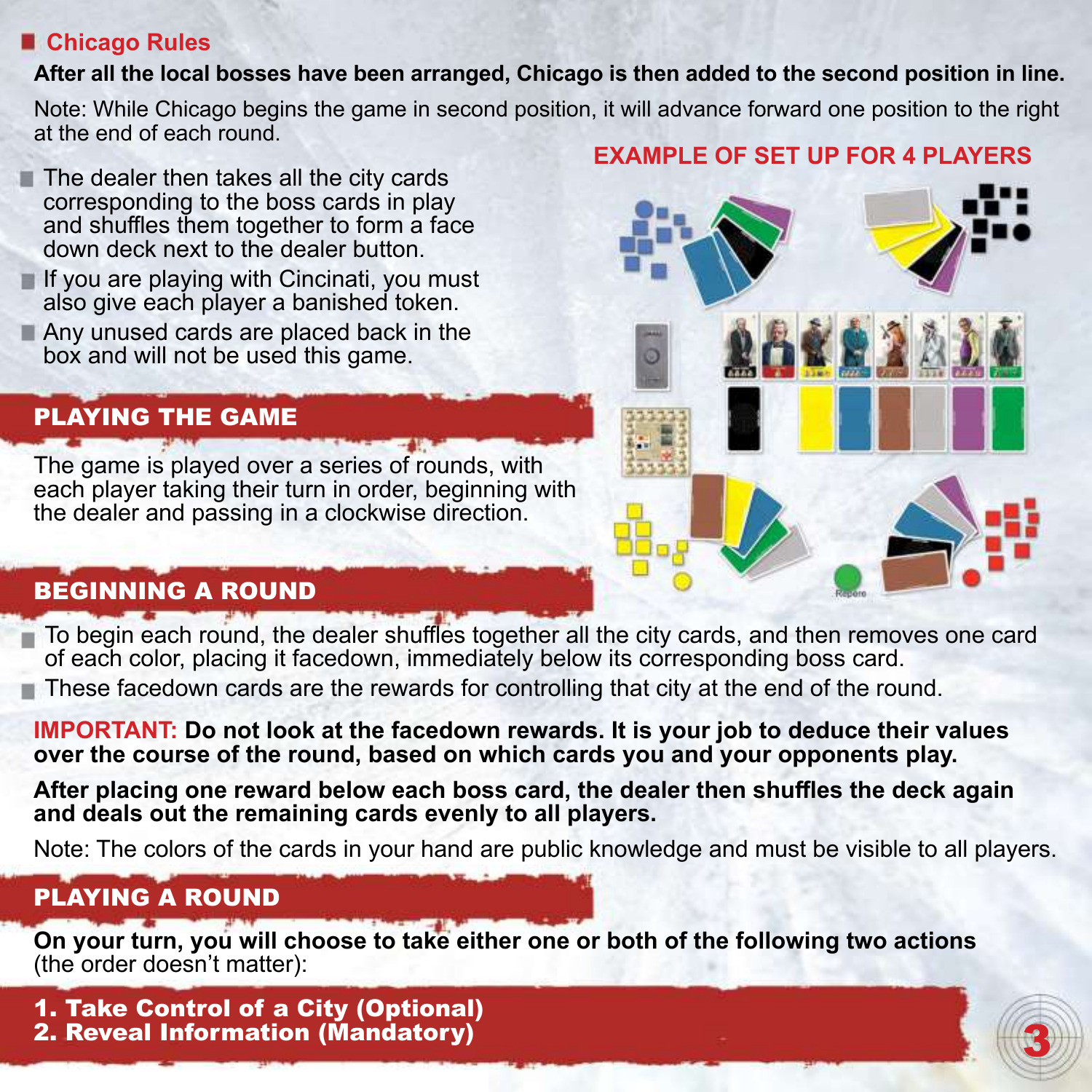## Chicago Rules

**After all the local bosses have been arranged, Chicago is then added to the second position in line.**

Note: While Chicago begins the game in second position, it will advance forward one position to the right at the end of each round.

- The dealer then takes all the city cards corresponding to the boss cards in play and shuffles them together to form a face down deck next to the dealer button.
- If you are playing with Cincinati, you must also give each player a banished token.
- Any unused cards are placed back in the box and will not be used this game.

**EXAMPLE OF SET UP FOR 4 PLAYERS**

## PLAYING THE GAME

The game is played over a series of rounds, with each player taking their turn in order, beginning with the dealer and passing in a clockwise direction.

## BEGINNING A ROUND

- To begin each round, the dealer shuffles together all the city cards, and then removes one card of each color, placing it facedown, immediately below its corresponding boss card.
- These facedown cards are the rewards for controlling that city at the end of the round.

**IMPORTANT: Do not look at the facedown rewards. It is your job to deduce their values over the course of the round, based on which cards you and your opponents play.**

**After placing one reward below each boss card, the dealer then shuffles the deck again and deals out the remaining cards evenly to all players.**

Note: The colors of the cards in your hand are public knowledge and must be visible to all players.

## PLAYING A ROUND

**On your turn, you will choose to take either one or both of the following two actions** (the order doesn't matter):

**1. Take Control of a City (Optional)**
**2. Reveal Information (Mandatory)**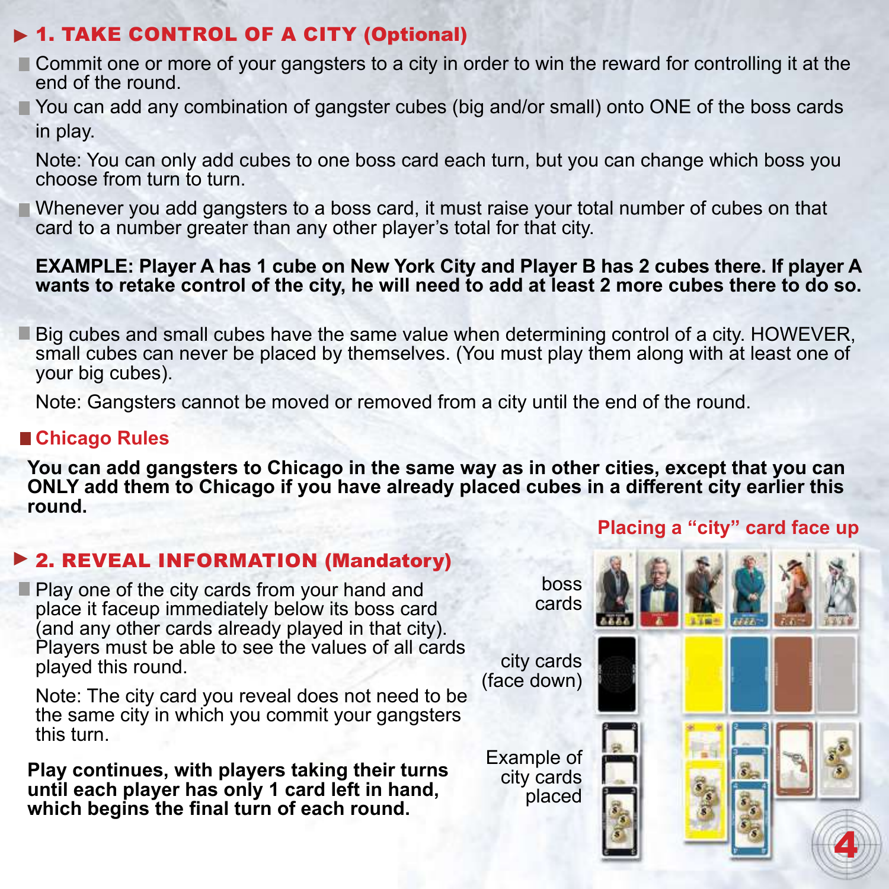## 1. TAKE CONTROL OF A CITY (Optional)

- Commit one or more of your gangsters to a city in order to win the reward for controlling it at the end of the round.
- You can add any combination of gangster cubes (big and/or small) onto ONE of the boss cards in play.

  Note: You can only add cubes to one boss card each turn, but you can change which boss you choose from turn to turn.

- Whenever you add gangsters to a boss card, it must raise your total number of cubes on that card to a number greater than any other player's total for that city.

  **EXAMPLE: Player A has 1 cube on New York City and Player B has 2 cubes there. If player A wants to retake control of the city, he will need to add at least 2 more cubes there to do so.**

- Big cubes and small cubes have the same value when determining control of a city. HOWEVER, small cubes can never be placed by themselves. (You must play them along with at least one of your big cubes).

  Note: Gangsters cannot be moved or removed from a city until the end of the round.

### Chicago Rules

**You can add gangsters to Chicago in the same way as in other cities, except that you can ONLY add them to Chicago if you have already placed cubes in a different city earlier this round.**

## 2. REVEAL INFORMATION (Mandatory)

- Play one of the city cards from your hand and place it faceup immediately below its boss card (and any other cards already played in that city). Players must be able to see the values of all cards played this round.

  Note: The city card you reveal does not need to be the same city in which you commit your gangsters this turn.

**Play continues, with players taking their turns until each player has only 1 card left in hand, which begins the final turn of each round.**

Placing a "city" card face up

boss cards

city cards (face down)

Example of city cards placed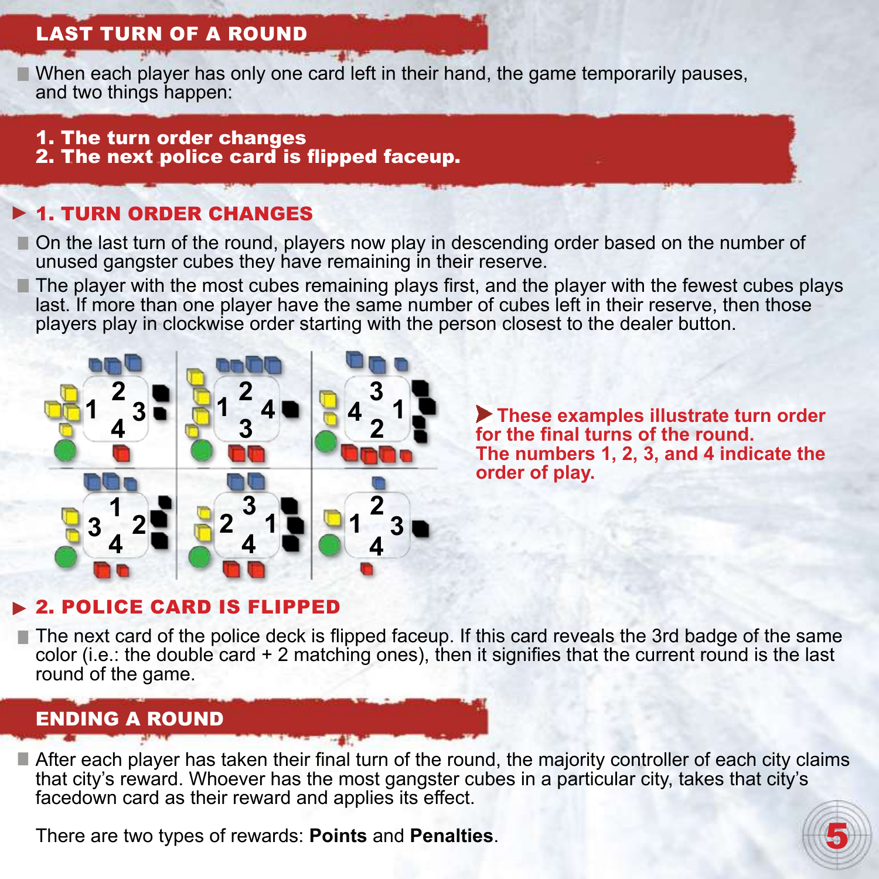## LAST TURN OF A ROUND

- When each player has only one card left in their hand, the game temporarily pauses, and two things happen:

**1. The turn order changes**
**2. The next police card is flipped faceup.**

### ▶ 1. TURN ORDER CHANGES

- On the last turn of the round, players now play in descending order based on the number of unused gangster cubes they have remaining in their reserve.
- The player with the most cubes remaining plays first, and the player with the fewest cubes plays last. If more than one player have the same number of cubes left in their reserve, then those players play in clockwise order starting with the person closest to the dealer button.

**➤ These examples illustrate turn order for the final turns of the round. The numbers 1, 2, 3, and 4 indicate the order of play.**

### ▶ 2. POLICE CARD IS FLIPPED

- The next card of the police deck is flipped faceup. If this card reveals the 3rd badge of the same color (i.e.: the double card + 2 matching ones), then it signifies that the current round is the last round of the game.

## ENDING A ROUND

- After each player has taken their final turn of the round, the majority controller of each city claims that city's reward. Whoever has the most gangster cubes in a particular city, takes that city's facedown card as their reward and applies its effect.

There are two types of rewards: **Points** and **Penalties**.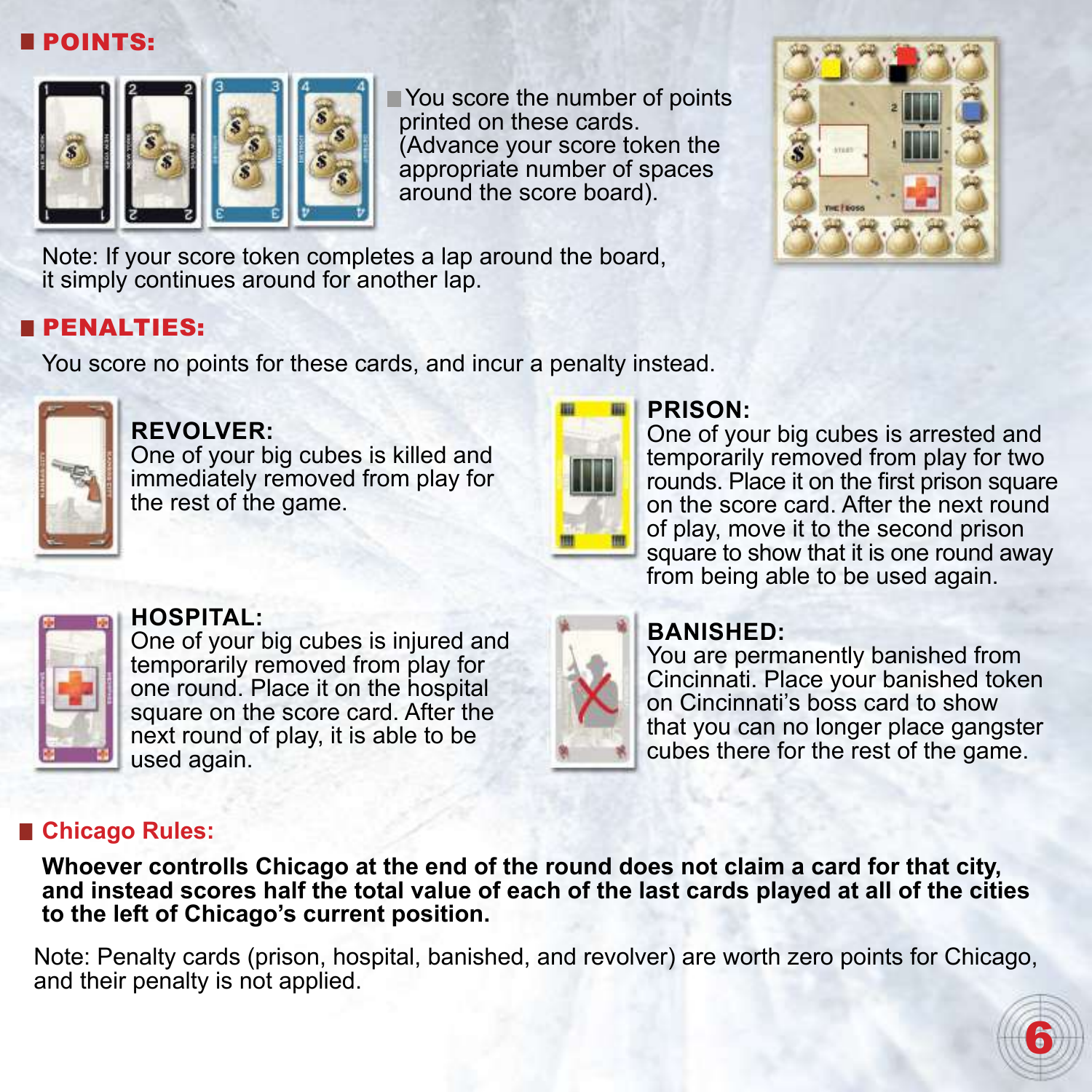## POINTS:

You score the number of points printed on these cards. (Advance your score token the appropriate number of spaces around the score board).

Note: If your score token completes a lap around the board, it simply continues around for another lap.

## PENALTIES:

You score no points for these cards, and incur a penalty instead.

**REVOLVER:**
One of your big cubes is killed and immediately removed from play for the rest of the game.

**PRISON:**
One of your big cubes is arrested and temporarily removed from play for two rounds. Place it on the first prison square on the score card. After the next round of play, move it to the second prison square to show that it is one round away from being able to be used again.

**HOSPITAL:**
One of your big cubes is injured and temporarily removed from play for one round. Place it on the hospital square on the score card. After the next round of play, it is able to be used again.

**BANISHED:**
You are permanently banished from Cincinnati. Place your banished token on Cincinnati's boss card to show that you can no longer place gangster cubes there for the rest of the game.

## Chicago Rules:

**Whoever controlls Chicago at the end of the round does not claim a card for that city, and instead scores half the total value of each of the last cards played at all of the cities to the left of Chicago's current position.**

Note: Penalty cards (prison, hospital, banished, and revolver) are worth zero points for Chicago, and their penalty is not applied.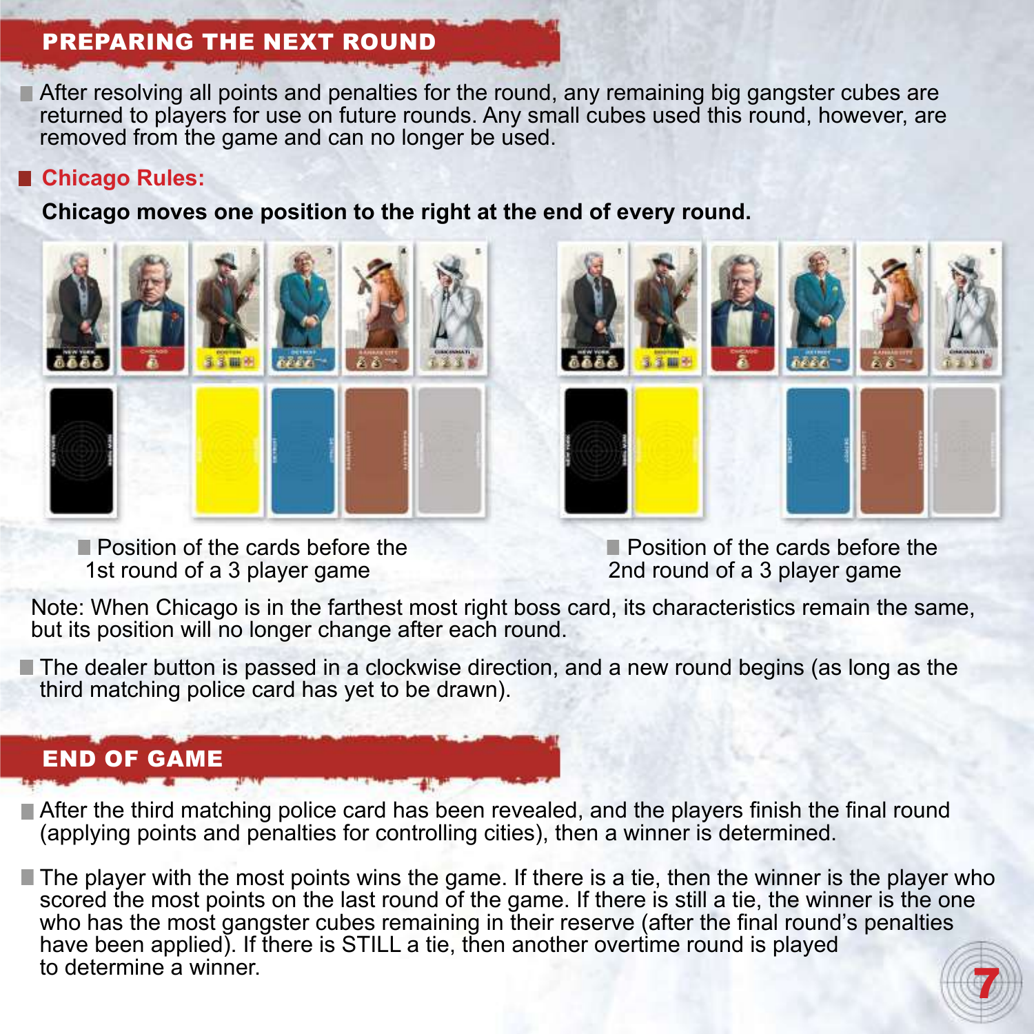## PREPARING THE NEXT ROUND

- After resolving all points and penalties for the round, any remaining big gangster cubes are returned to players for use on future rounds. Any small cubes used this round, however, are removed from the game and can no longer be used.

- **Chicago Rules:**

**Chicago moves one position to the right at the end of every round.**

- Position of the cards before the 1st round of a 3 player game

- Position of the cards before the 2nd round of a 3 player game

Note: When Chicago is in the farthest most right boss card, its characteristics remain the same, but its position will no longer change after each round.

- The dealer button is passed in a clockwise direction, and a new round begins (as long as the third matching police card has yet to be drawn).

## END OF GAME

- After the third matching police card has been revealed, and the players finish the final round (applying points and penalties for controlling cities), then a winner is determined.

- The player with the most points wins the game. If there is a tie, then the winner is the player who scored the most points on the last round of the game. If there is still a tie, the winner is the one who has the most gangster cubes remaining in their reserve (after the final round's penalties have been applied). If there is STILL a tie, then another overtime round is played to determine a winner.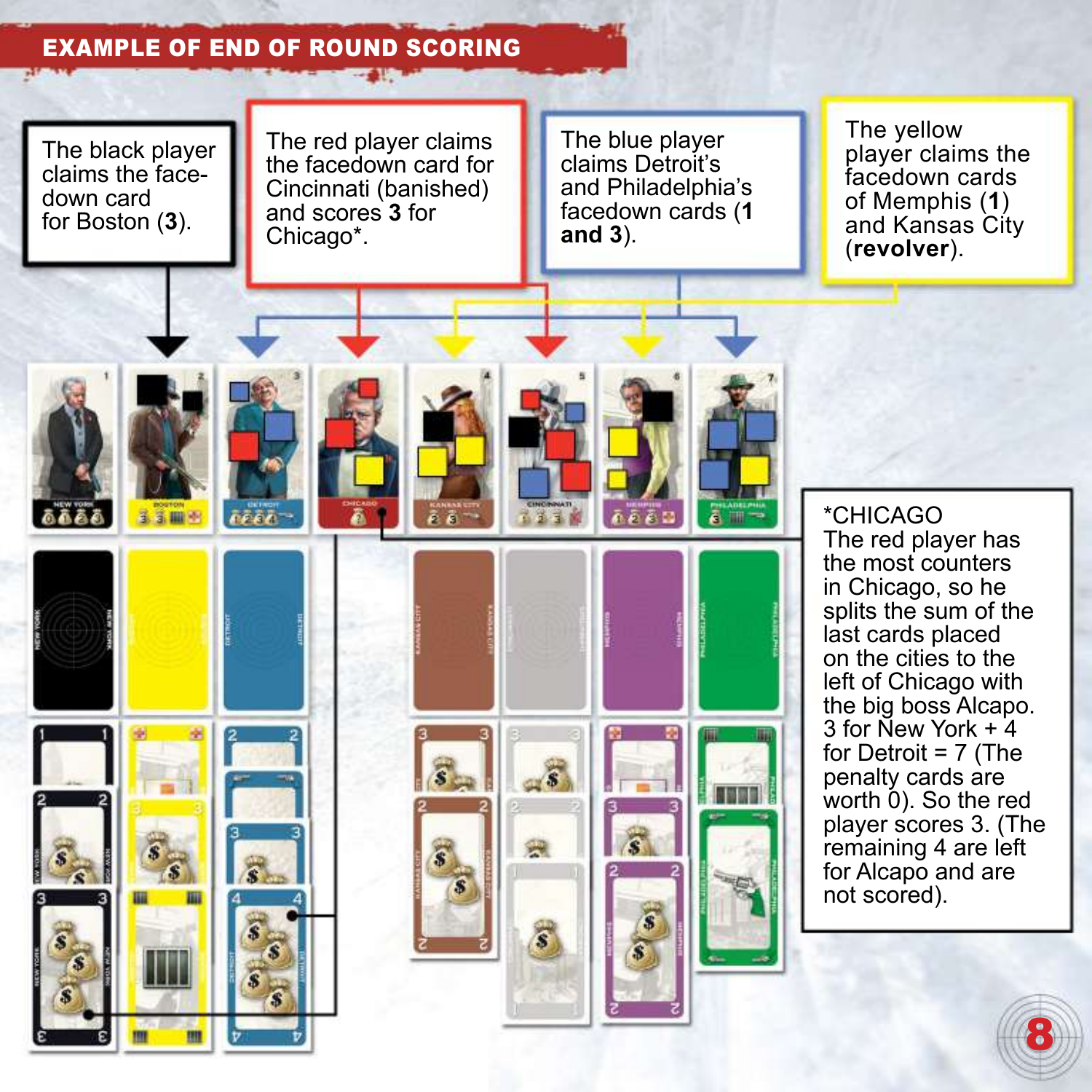## EXAMPLE OF END OF ROUND SCORING

The black player claims the face-down card for Boston (**3**).

The red player claims the facedown card for Cincinnati (banished) and scores **3** for Chicago*.

The blue player claims Detroit's and Philadelphia's facedown cards (**1 and 3**).

The yellow player claims the facedown cards of Memphis (**1**) and Kansas City (**revolver**).

*CHICAGO
The red player has the most counters in Chicago, so he splits the sum of the last cards placed on the cities to the left of Chicago with the big boss Alcapo. 3 for New York + 4 for Detroit = 7 (The penalty cards are worth 0). So the red player scores 3. (The remaining 4 are left for Alcapo and are not scored).